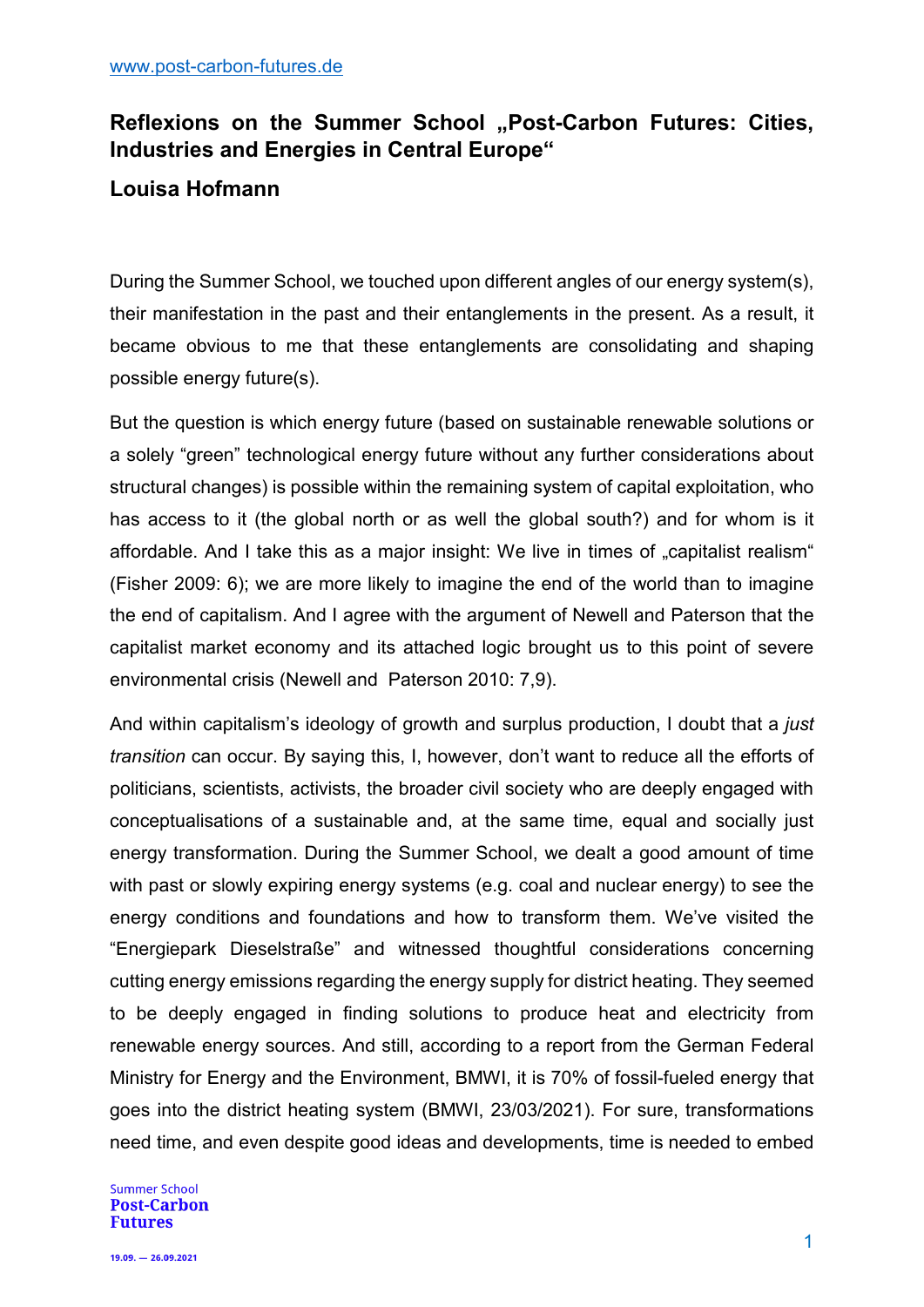# Reflexions on the Summer School „Post-Carbon Futures: Cities, Industries and Energies in Central Europe“

## Louisa Hofmann

During the Summer School, we touched upon different angles of our energy system(s), their manifestation in the past and their entanglements in the present. As a result, it became obvious to me that these entanglements are consolidating and shaping possible energy future(s).

But the question is which energy future (based on sustainable renewable solutions or a solely “green” technological energy future without any further considerations about structural changes) is possible within the remaining system of capital exploitation, who has access to it (the global north or as well the global south?) and for whom is it affordable. And I take this as a major insight: We live in times of „capitalist realism“ (Fisher 2009: 6); we are more likely to imagine the end of the world than to imagine the end of capitalism. And I agree with the argument of Newell and Paterson that the capitalist market economy and its attached logic brought us to this point of severe environmental crisis (Newell and Paterson 2010: 7,9).

And within capitalism’s ideology of growth and surplus production, I doubt that a *just transition* can occur. By saying this, I, however, don’t want to reduce all the efforts of politicians, scientists, activists, the broader civil society who are deeply engaged with conceptualisations of a sustainable and, at the same time, equal and socially just energy transformation. During the Summer School, we dealt a good amount of time with past or slowly expiring energy systems (e.g. coal and nuclear energy) to see the energy conditions and foundations and how to transform them. We’ve visited the “Energiepark Dieselstraße” and witnessed thoughtful considerations concerning cutting energy emissions regarding the energy supply for district heating. They seemed to be deeply engaged in finding solutions to produce heat and electricity from renewable energy sources. And still, according to a report from the German Federal Ministry for Energy and the Environment, BMWI, it is 70% of fossil-fueled energy that goes into the district heating system (BMWI, 23/03/2021). For sure, transformations need time, and even despite good ideas and developments, time is needed to embed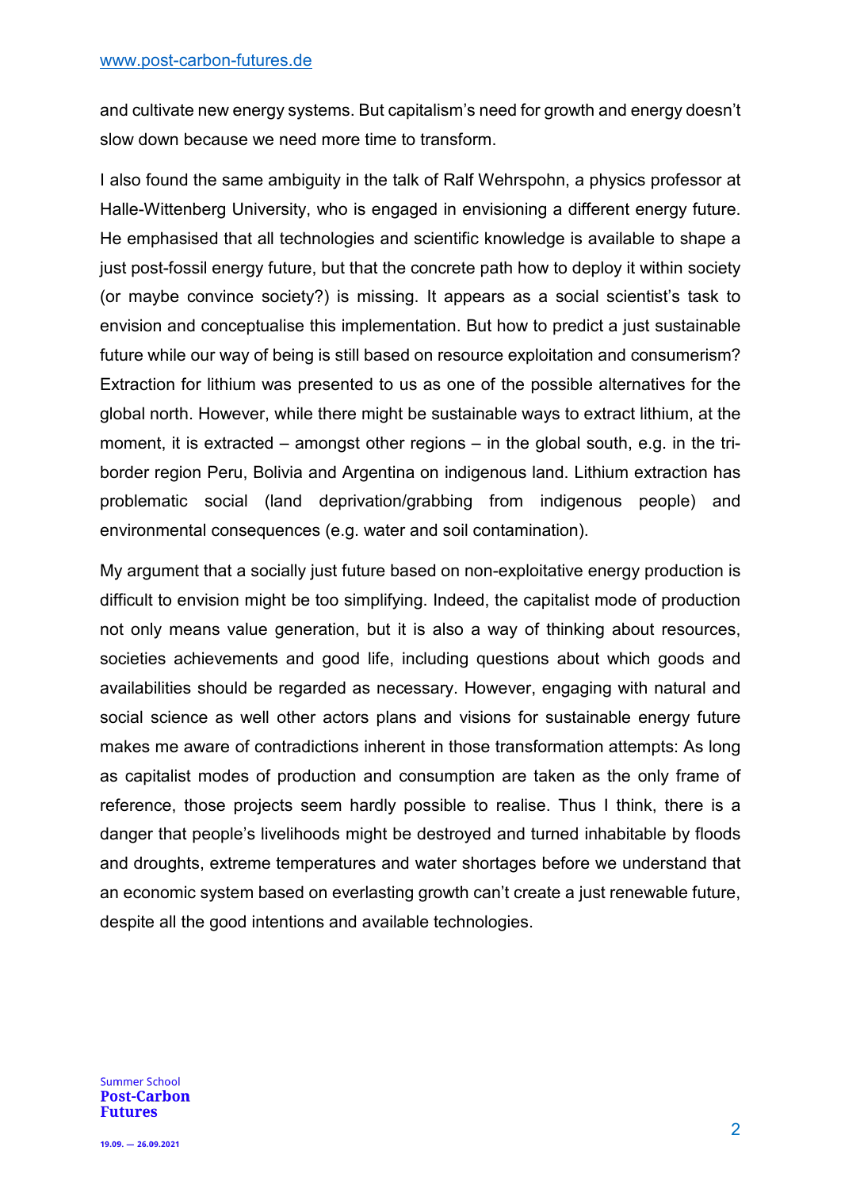and cultivate new energy systems. But capitalism's need for growth and energy doesn't slow down because we need more time to transform.

I also found the same ambiguity in the talk of Ralf Wehrspohn, a physics professor at Halle-Wittenberg University, who is engaged in envisioning a different energy future. He emphasised that all technologies and scientific knowledge is available to shape a just post-fossil energy future, but that the concrete path how to deploy it within society (or maybe convince society?) is missing. It appears as a social scientist's task to envision and conceptualise this implementation. But how to predict a just sustainable future while our way of being is still based on resource exploitation and consumerism? Extraction for lithium was presented to us as one of the possible alternatives for the global north. However, while there might be sustainable ways to extract lithium, at the moment, it is extracted – amongst other regions – in the global south, e.g. in the tri-border region Peru, Bolivia and Argentina on indigenous land. Lithium extraction has problematic social (land deprivation/grabbing from indigenous people) and environmental consequences (e.g. water and soil contamination).

My argument that a socially just future based on non-exploitative energy production is difficult to envision might be too simplifying. Indeed, the capitalist mode of production not only means value generation, but it is also a way of thinking about resources, societies achievements and good life, including questions about which goods and availabilities should be regarded as necessary. However, engaging with natural and social science as well other actors plans and visions for sustainable energy future makes me aware of contradictions inherent in those transformation attempts: As long as capitalist modes of production and consumption are taken as the only frame of reference, those projects seem hardly possible to realise. Thus I think, there is a danger that people's livelihoods might be destroyed and turned inhabitable by floods and droughts, extreme temperatures and water shortages before we understand that an economic system based on everlasting growth can't create a just renewable future, despite all the good intentions and available technologies.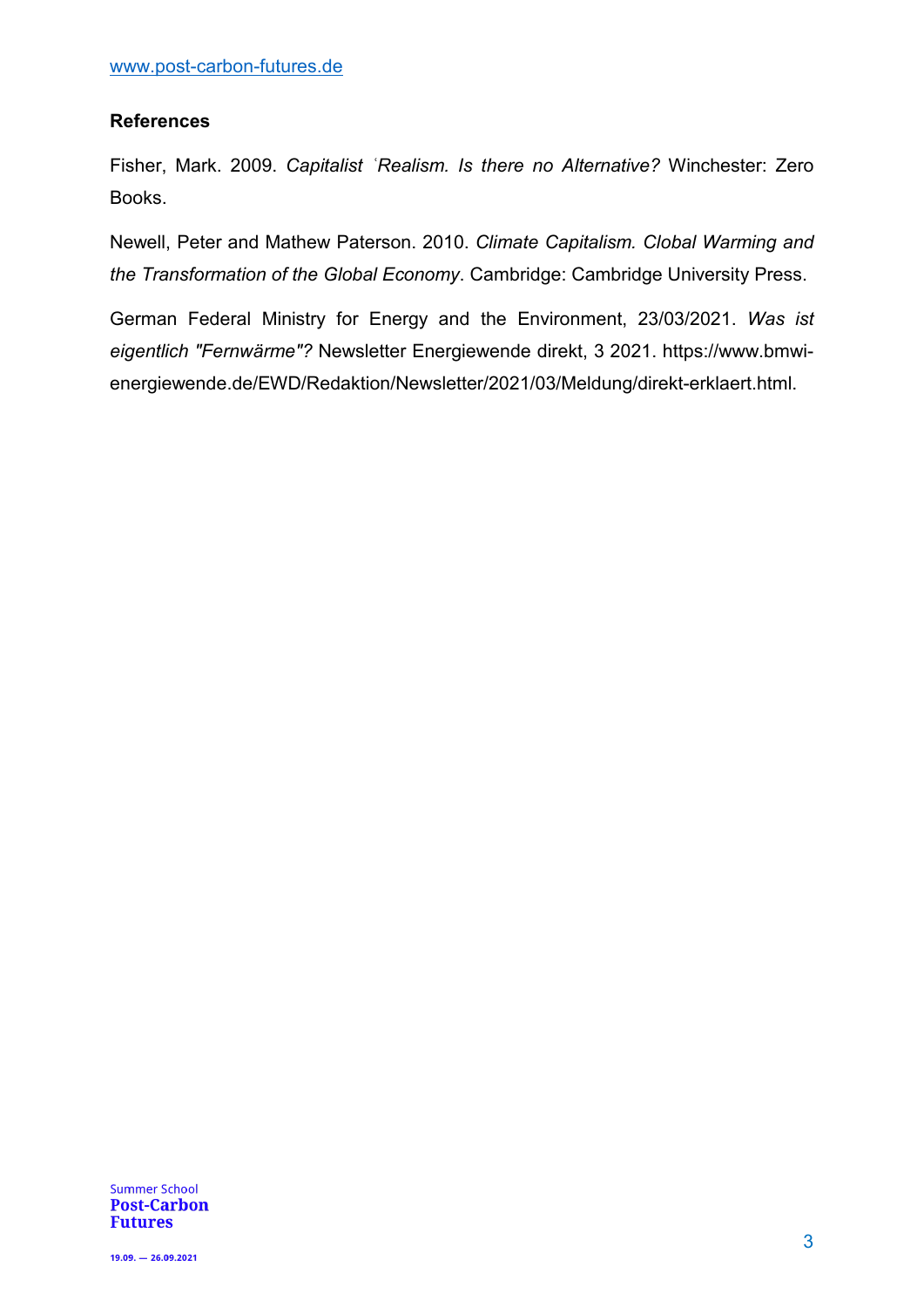## References

Fisher, Mark. 2009. *Capitalist ʿRealism. Is there no Alternative?* Winchester: Zero Books.

Newell, Peter and Mathew Paterson. 2010. *Climate Capitalism. Clobal Warming and the Transformation of the Global Economy*. Cambridge: Cambridge University Press.

German Federal Ministry for Energy and the Environment, 23/03/2021. *Was ist eigentlich "Fernwärme"?* Newsletter Energiewende direkt, 3 2021. https://www.bmwi-energiewende.de/EWD/Redaktion/Newsletter/2021/03/Meldung/direkt-erklaert.html.